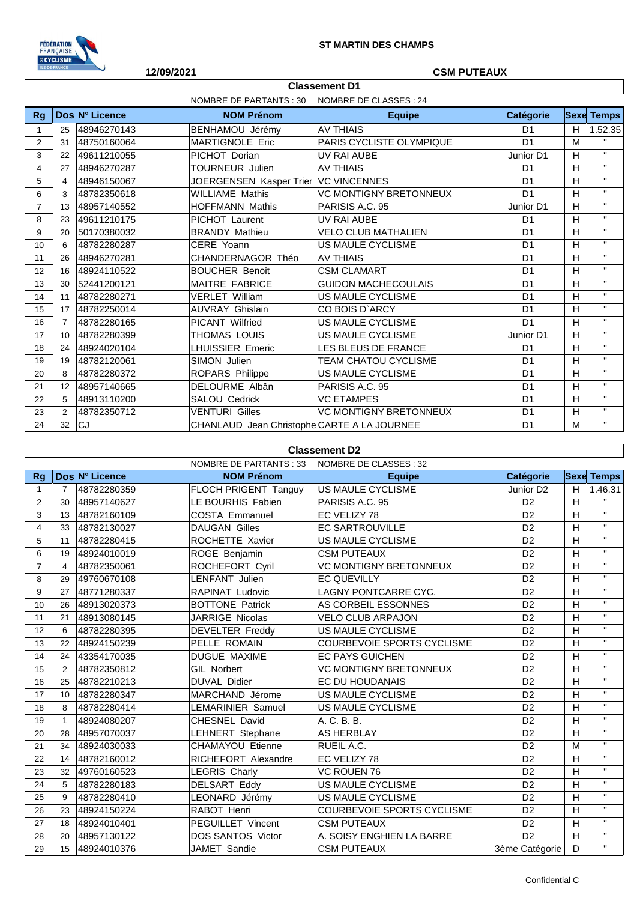**ST MARTIN DES CHAMPS**

**12/09/2021** **CSM PUTEAUX**

## Classement D1

NOMBRE DE PARTANTS : 30 NOMBRE DE CLASSES : 24

| Rg | Dos | N° Licence | NOM Prénom | Equipe | Catégorie | Sexe | Temps |
|---|---|---|---|---|---|---|---|
| 1 | 25 | 48946270143 | BENHAMOU Jérémy | AV THIAIS | D1 | H | 1.52.35 |
| 2 | 31 | 48750160064 | MARTIGNOLE Eric | PARIS CYCLISTE OLYMPIQUE | D1 | M | " |
| 3 | 22 | 49611210055 | PICHOT Dorian | UV RAI AUBE | Junior D1 | H | " |
| 4 | 27 | 48946270287 | TOURNEUR Julien | AV THIAIS | D1 | H | " |
| 5 | 4 | 48946150067 | JOERGENSEN Kasper Trier | VC VINCENNES | D1 | H | " |
| 6 | 3 | 48782350618 | WILLIAME Mathis | VC MONTIGNY BRETONNEUX | D1 | H | " |
| 7 | 13 | 48957140552 | HOFFMANN Mathis | PARISIS A.C. 95 | Junior D1 | H | " |
| 8 | 23 | 49611210175 | PICHOT Laurent | UV RAI AUBE | D1 | H | " |
| 9 | 20 | 50170380032 | BRANDY Mathieu | VELO CLUB MATHALIEN | D1 | H | " |
| 10 | 6 | 48782280287 | CERE Yoann | US MAULE CYCLISME | D1 | H | " |
| 11 | 26 | 48946270281 | CHANDERNAGOR Théo | AV THIAIS | D1 | H | " |
| 12 | 16 | 48924110522 | BOUCHER Benoit | CSM CLAMART | D1 | H | " |
| 13 | 30 | 52441200121 | MAITRE FABRICE | GUIDON MACHECOULAIS | D1 | H | " |
| 14 | 11 | 48782280271 | VERLET William | US MAULE CYCLISME | D1 | H | " |
| 15 | 17 | 48782250014 | AUVRAY Ghislain | CO BOIS D`ARCY | D1 | H | " |
| 16 | 7 | 48782280165 | PICANT Wilfried | US MAULE CYCLISME | D1 | H | " |
| 17 | 10 | 48782280399 | THOMAS LOUIS | US MAULE CYCLISME | Junior D1 | H | " |
| 18 | 24 | 48924020104 | LHUISSIER Emeric | LES BLEUS DE FRANCE | D1 | H | " |
| 19 | 19 | 48782120061 | SIMON Julien | TEAM CHATOU CYCLISME | D1 | H | " |
| 20 | 8 | 48782280372 | ROPARS Philippe | US MAULE CYCLISME | D1 | H | " |
| 21 | 12 | 48957140665 | DELOURME Albân | PARISIS A.C. 95 | D1 | H | " |
| 22 | 5 | 48913110200 | SALOU Cedrick | VC ETAMPES | D1 | H | " |
| 23 | 2 | 48782350712 | VENTURI Gilles | VC MONTIGNY BRETONNEUX | D1 | H | " |
| 24 | 32 | CJ | CHANLAUD Jean Christophe | CARTE A LA JOURNEE | D1 | M | " |

## Classement D2

NOMBRE DE PARTANTS : 33 NOMBRE DE CLASSES : 32

| Rg | Dos | N° Licence | NOM Prénom | Equipe | Catégorie | Sexe | Temps |
|---|---|---|---|---|---|---|---|
| 1 | 7 | 48782280359 | FLOCH PRIGENT Tanguy | US MAULE CYCLISME | Junior D2 | H | 1.46.31 |
| 2 | 30 | 48957140627 | LE BOURHIS Fabien | PARISIS A.C. 95 | D2 | H | " |
| 3 | 13 | 48782160109 | COSTA Emmanuel | EC VELIZY 78 | D2 | H | " |
| 4 | 33 | 48782130027 | DAUGAN Gilles | EC SARTROUVILLE | D2 | H | " |
| 5 | 11 | 48782280415 | ROCHETTE Xavier | US MAULE CYCLISME | D2 | H | " |
| 6 | 19 | 48924010019 | ROGE Benjamin | CSM PUTEAUX | D2 | H | " |
| 7 | 4 | 48782350061 | ROCHEFORT Cyril | VC MONTIGNY BRETONNEUX | D2 | H | " |
| 8 | 29 | 49760670108 | LENFANT Julien | EC QUEVILLY | D2 | H | " |
| 9 | 27 | 48771280337 | RAPINAT Ludovic | LAGNY PONTCARRE CYC. | D2 | H | " |
| 10 | 26 | 48913020373 | BOTTONE Patrick | AS CORBEIL ESSONNES | D2 | H | " |
| 11 | 21 | 48913080145 | JARRIGE Nicolas | VELO CLUB ARPAJON | D2 | H | " |
| 12 | 6 | 48782280395 | DEVELTER Freddy | US MAULE CYCLISME | D2 | H | " |
| 13 | 22 | 48924150239 | PELLE ROMAIN | COURBEVOIE SPORTS CYCLISME | D2 | H | " |
| 14 | 24 | 43354170035 | DUGUE MAXIME | EC PAYS GUICHEN | D2 | H | " |
| 15 | 2 | 48782350812 | GIL Norbert | VC MONTIGNY BRETONNEUX | D2 | H | " |
| 16 | 25 | 48782210213 | DUVAL Didier | EC DU HOUDANAIS | D2 | H | " |
| 17 | 10 | 48782280347 | MARCHAND Jérome | US MAULE CYCLISME | D2 | H | " |
| 18 | 8 | 48782280414 | LEMARINIER Samuel | US MAULE CYCLISME | D2 | H | " |
| 19 | 1 | 48924080207 | CHESNEL David | A. C. B. B. | D2 | H | " |
| 20 | 28 | 48957070037 | LEHNERT Stephane | AS HERBLAY | D2 | H | " |
| 21 | 34 | 48924030033 | CHAMAYOU Etienne | RUEIL A.C. | D2 | M | " |
| 22 | 14 | 48782160012 | RICHEFORT Alexandre | EC VELIZY 78 | D2 | H | " |
| 23 | 32 | 49760160523 | LEGRIS Charly | VC ROUEN 76 | D2 | H | " |
| 24 | 5 | 48782280183 | DELSART Eddy | US MAULE CYCLISME | D2 | H | " |
| 25 | 9 | 48782280410 | LEONARD Jérémy | US MAULE CYCLISME | D2 | H | " |
| 26 | 23 | 48924150224 | RABOT Henri | COURBEVOIE SPORTS CYCLISME | D2 | H | " |
| 27 | 18 | 48924010401 | PEGUILLET Vincent | CSM PUTEAUX | D2 | H | " |
| 28 | 20 | 48957130122 | DOS SANTOS Victor | A. SOISY ENGHIEN LA BARRE | D2 | H | " |
| 29 | 15 | 48924010376 | JAMET Sandie | CSM PUTEAUX | 3ème Catégorie | D | " |

Confidential C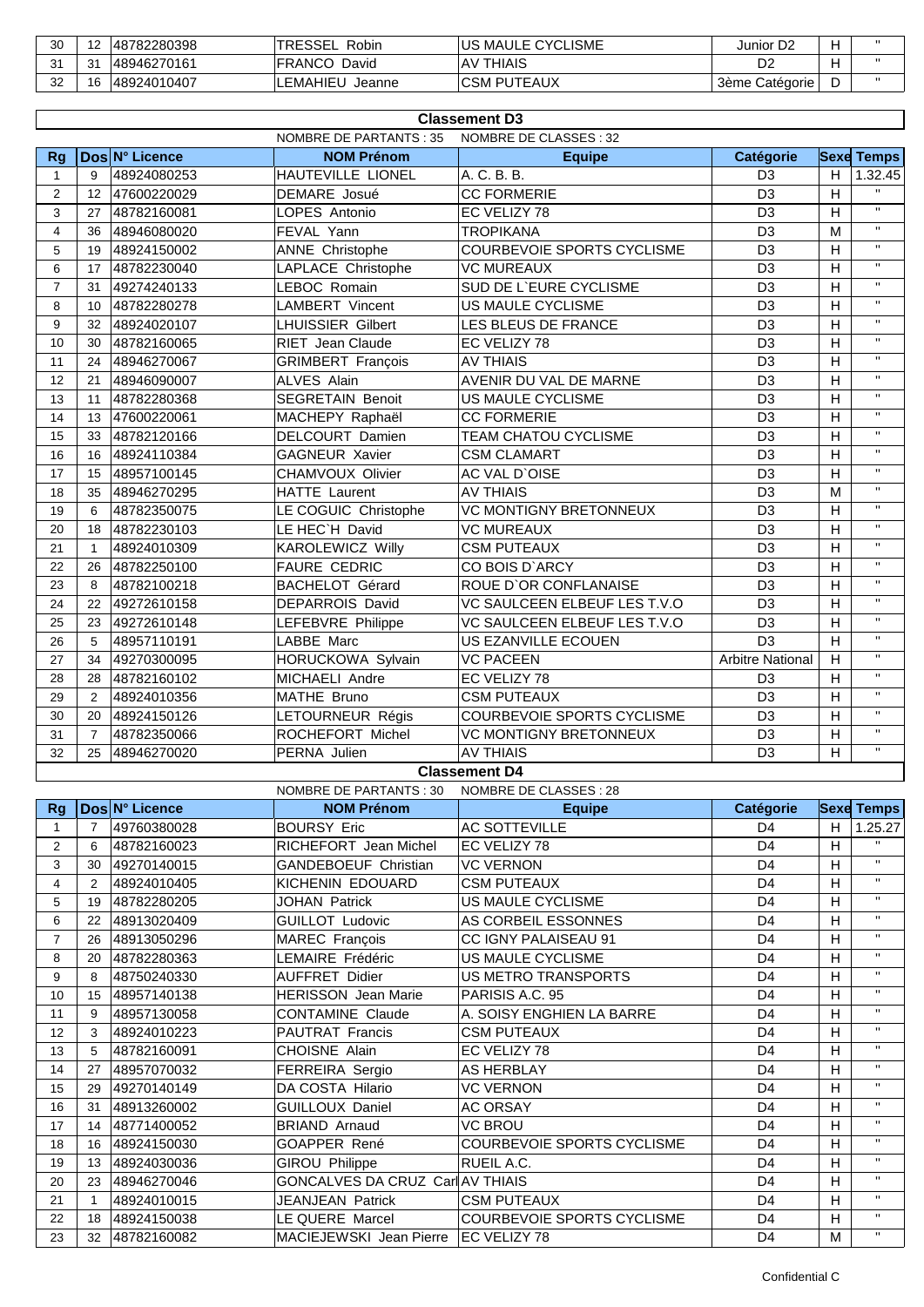| 30 | 12 | 48782280398 | TRESSEL Robin | US MAULE CYCLISME | Junior D2 | H | " |
|---|---|---|---|---|---|---|---|
| 31 | 31 | 48946270161 | FRANCO David | AV THIAIS | D2 | H | " |
| 32 | 16 | 48924010407 | LEMAHIEU Jeanne | CSM PUTEAUX | 3ème Catégorie | D | " |

## Classement D3

NOMBRE DE PARTANTS : 35 NOMBRE DE CLASSES : 32

| Rg | Dos | N° Licence | NOM Prénom | Equipe | Catégorie | Sexe | Temps |
|---|---|---|---|---|---|---|---|
| 1 | 9 | 48924080253 | HAUTEVILLE LIONEL | A. C. B. B. | D3 | H | 1.32.45 |
| 2 | 12 | 47600220029 | DEMARE Josué | CC FORMERIE | D3 | H | " |
| 3 | 27 | 48782160081 | LOPES Antonio | EC VELIZY 78 | D3 | H | " |
| 4 | 36 | 48946080020 | FEVAL Yann | TROPIKANA | D3 | M | " |
| 5 | 19 | 48924150002 | ANNE Christophe | COURBEVOIE SPORTS CYCLISME | D3 | H | " |
| 6 | 17 | 48782230040 | LAPLACE Christophe | VC MUREAUX | D3 | H | " |
| 7 | 31 | 49274240133 | LEBOC Romain | SUD DE L`EURE CYCLISME | D3 | H | " |
| 8 | 10 | 48782280278 | LAMBERT Vincent | US MAULE CYCLISME | D3 | H | " |
| 9 | 32 | 48924020107 | LHUISSIER Gilbert | LES BLEUS DE FRANCE | D3 | H | " |
| 10 | 30 | 48782160065 | RIET Jean Claude | EC VELIZY 78 | D3 | H | " |
| 11 | 24 | 48946270067 | GRIMBERT François | AV THIAIS | D3 | H | " |
| 12 | 21 | 48946090007 | ALVES Alain | AVENIR DU VAL DE MARNE | D3 | H | " |
| 13 | 11 | 48782280368 | SEGRETAIN Benoit | US MAULE CYCLISME | D3 | H | " |
| 14 | 13 | 47600220061 | MACHEPY Raphaël | CC FORMERIE | D3 | H | " |
| 15 | 33 | 48782120166 | DELCOURT Damien | TEAM CHATOU CYCLISME | D3 | H | " |
| 16 | 16 | 48924110384 | GAGNEUR Xavier | CSM CLAMART | D3 | H | " |
| 17 | 15 | 48957100145 | CHAMVOUX Olivier | AC VAL D`OISE | D3 | H | " |
| 18 | 35 | 48946270295 | HATTE Laurent | AV THIAIS | D3 | M | " |
| 19 | 6 | 48782350075 | LE COGUIC Christophe | VC MONTIGNY BRETONNEUX | D3 | H | " |
| 20 | 18 | 48782230103 | LE HEC`H David | VC MUREAUX | D3 | H | " |
| 21 | 1 | 48924010309 | KAROLEWICZ Willy | CSM PUTEAUX | D3 | H | " |
| 22 | 26 | 48782250100 | FAURE CEDRIC | CO BOIS D`ARCY | D3 | H | " |
| 23 | 8 | 48782100218 | BACHELOT Gérard | ROUE D`OR CONFLANAISE | D3 | H | " |
| 24 | 22 | 49272610158 | DEPARROIS David | VC SAULCEEN ELBEUF LES T.V.O | D3 | H | " |
| 25 | 23 | 49272610148 | LEFEBVRE Philippe | VC SAULCEEN ELBEUF LES T.V.O | D3 | H | " |
| 26 | 5 | 48957110191 | LABBE Marc | US EZANVILLE ECOUEN | D3 | H | " |
| 27 | 34 | 49270300095 | HORUCKOWA Sylvain | VC PACEEN | Arbitre National | H | " |
| 28 | 28 | 48782160102 | MICHAELI Andre | EC VELIZY 78 | D3 | H | " |
| 29 | 2 | 48924010356 | MATHE Bruno | CSM PUTEAUX | D3 | H | " |
| 30 | 20 | 48924150126 | LETOURNEUR Régis | COURBEVOIE SPORTS CYCLISME | D3 | H | " |
| 31 | 7 | 48782350066 | ROCHEFORT Michel | VC MONTIGNY BRETONNEUX | D3 | H | " |
| 32 | 25 | 48946270020 | PERNA Julien | AV THIAIS | D3 | H | " |

## Classement D4

NOMBRE DE PARTANTS : 30 NOMBRE DE CLASSES : 28

| Rg | Dos | N° Licence | NOM Prénom | Equipe | Catégorie | Sexe | Temps |
|---|---|---|---|---|---|---|---|
| 1 | 7 | 49760380028 | BOURSY Eric | AC SOTTEVILLE | D4 | H | 1.25.27 |
| 2 | 6 | 48782160023 | RICHEFORT Jean Michel | EC VELIZY 78 | D4 | H | " |
| 3 | 30 | 49270140015 | GANDEBOEUF Christian | VC VERNON | D4 | H | " |
| 4 | 2 | 48924010405 | KICHENIN EDOUARD | CSM PUTEAUX | D4 | H | " |
| 5 | 19 | 48782280205 | JOHAN Patrick | US MAULE CYCLISME | D4 | H | " |
| 6 | 22 | 48913020409 | GUILLOT Ludovic | AS CORBEIL ESSONNES | D4 | H | " |
| 7 | 26 | 48913050296 | MAREC François | CC IGNY PALAISEAU 91 | D4 | H | " |
| 8 | 20 | 48782280363 | LEMAIRE Frédéric | US MAULE CYCLISME | D4 | H | " |
| 9 | 8 | 48750240330 | AUFFRET Didier | US METRO TRANSPORTS | D4 | H | " |
| 10 | 15 | 48957140138 | HERISSON Jean Marie | PARISIS A.C. 95 | D4 | H | " |
| 11 | 9 | 48957130058 | CONTAMINE Claude | A. SOISY ENGHIEN LA BARRE | D4 | H | " |
| 12 | 3 | 48924010223 | PAUTRAT Francis | CSM PUTEAUX | D4 | H | " |
| 13 | 5 | 48782160091 | CHOISNE Alain | EC VELIZY 78 | D4 | H | " |
| 14 | 27 | 48957070032 | FERREIRA Sergio | AS HERBLAY | D4 | H | " |
| 15 | 29 | 49270140149 | DA COSTA Hilario | VC VERNON | D4 | H | " |
| 16 | 31 | 48913260002 | GUILLOUX Daniel | AC ORSAY | D4 | H | " |
| 17 | 14 | 48771400052 | BRIAND Arnaud | VC BROU | D4 | H | " |
| 18 | 16 | 48924150030 | GOAPPER René | COURBEVOIE SPORTS CYCLISME | D4 | H | " |
| 19 | 13 | 48924030036 | GIROU Philippe | RUEIL A.C. | D4 | H | " |
| 20 | 23 | 48946270046 | GONCALVES DA CRUZ Carl | AV THIAIS | D4 | H | " |
| 21 | 1 | 48924010015 | JEANJEAN Patrick | CSM PUTEAUX | D4 | H | " |
| 22 | 18 | 48924150038 | LE QUERE Marcel | COURBEVOIE SPORTS CYCLISME | D4 | H | " |
| 23 | 32 | 48782160082 | MACIEJEWSKI Jean Pierre | EC VELIZY 78 | D4 | M | " |

Confidential C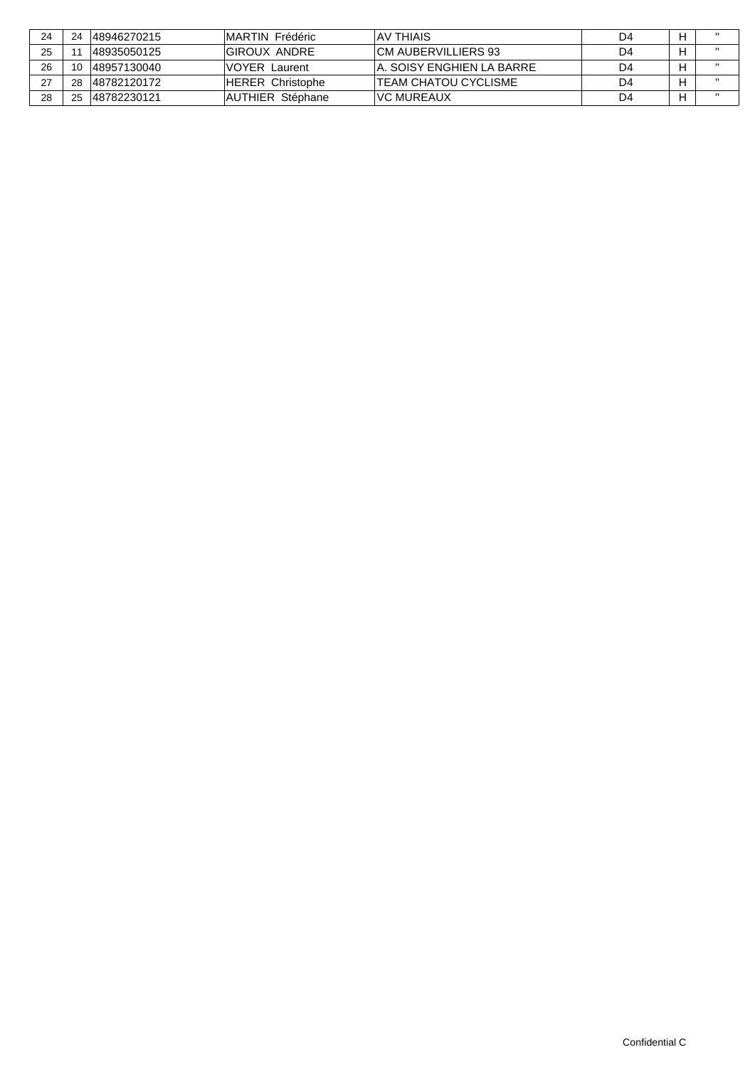| | | | | | | | |
|---|---|---|---|---|---|---|---|
| 24 | 24 | 48946270215 | MARTIN Frédéric | AV THIAIS | D4 | H | " |
| 25 | 11 | 48935050125 | GIROUX ANDRE | CM AUBERVILLIERS 93 | D4 | H | " |
| 26 | 10 | 48957130040 | VOYER Laurent | A. SOISY ENGHIEN LA BARRE | D4 | H | " |
| 27 | 28 | 48782120172 | HERER Christophe | TEAM CHATOU CYCLISME | D4 | H | " |
| 28 | 25 | 48782230121 | AUTHIER Stéphane | VC MUREAUX | D4 | H | " |

Confidential C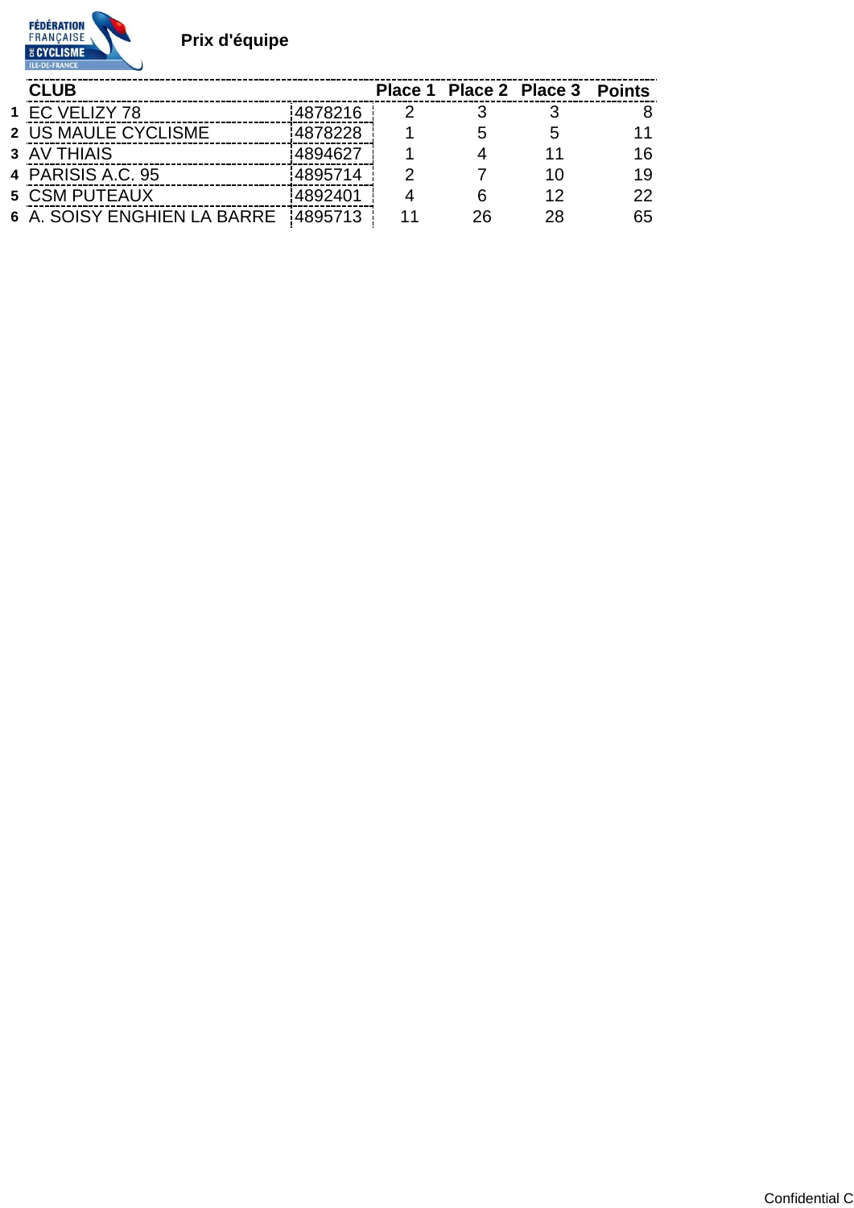## Prix d'équipe

| | CLUB | | Place 1 | Place 2 | Place 3 | Points |
|---|---|---|---|---|---|---|
| 1 | EC VELIZY 78 | 4878216 | 2 | 3 | 3 | 8 |
| 2 | US MAULE CYCLISME | 4878228 | 1 | 5 | 5 | 11 |
| 3 | AV THIAIS | 4894627 | 1 | 4 | 11 | 16 |
| 4 | PARISIS A.C. 95 | 4895714 | 2 | 7 | 10 | 19 |
| 5 | CSM PUTEAUX | 4892401 | 4 | 6 | 12 | 22 |
| 6 | A. SOISY ENGHIEN LA BARRE | 4895713 | 11 | 26 | 28 | 65 |